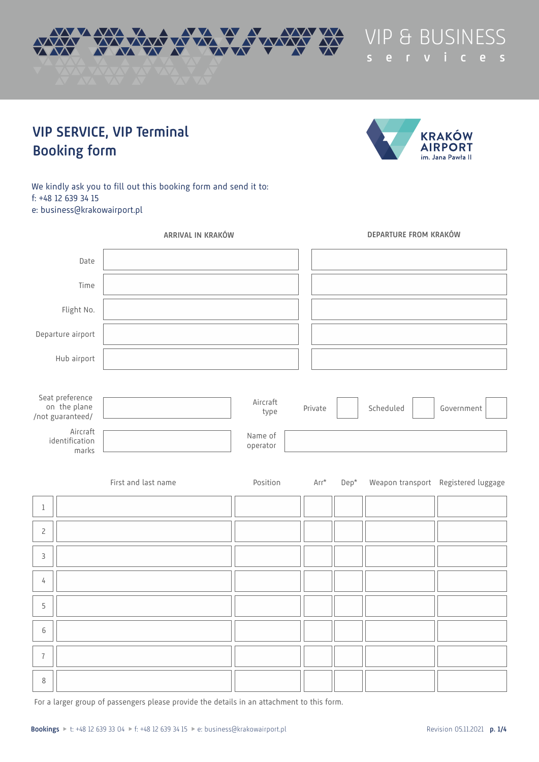VIP & BUSINESS services

# VIP SERVICE, VIP Terminal Booking form

KRAKÓW AIRPORT im. Jana Pawła II

We kindly ask you to fill out this booking form and send it to:
f: +48 12 639 34 15
e: business@krakowairport.pl

| | ARRIVAL IN KRAKÓW | DEPARTURE FROM KRAKÓW |
|---|---|---|
| Date | | |
| Time | | |
| Flight No. | | |
| Departure airport | | |
| Hub airport | | |

| Seat preference on the plane /not guaranteed/ | | Aircraft type | Private ☐ | Scheduled ☐ | Government ☐ |
|---|---|---|---|---|---|
| Aircraft identification marks | | Name of operator | | | |

| | First and last name | Position | Arr* | Dep* | Weapon transport | Registered luggage |
|---|---|---|---|---|---|---|
| 1 | | | | | | |
| 2 | | | | | | |
| 3 | | | | | | |
| 4 | | | | | | |
| 5 | | | | | | |
| 6 | | | | | | |
| 7 | | | | | | |
| 8 | | | | | | |

For a larger group of passengers please provide the details in an attachment to this form.

**Bookings** ▸ t: +48 12 639 33 04 ▸ f: +48 12 639 34 15 ▸ e: business@krakowairport.pl

Revision 05.11.2021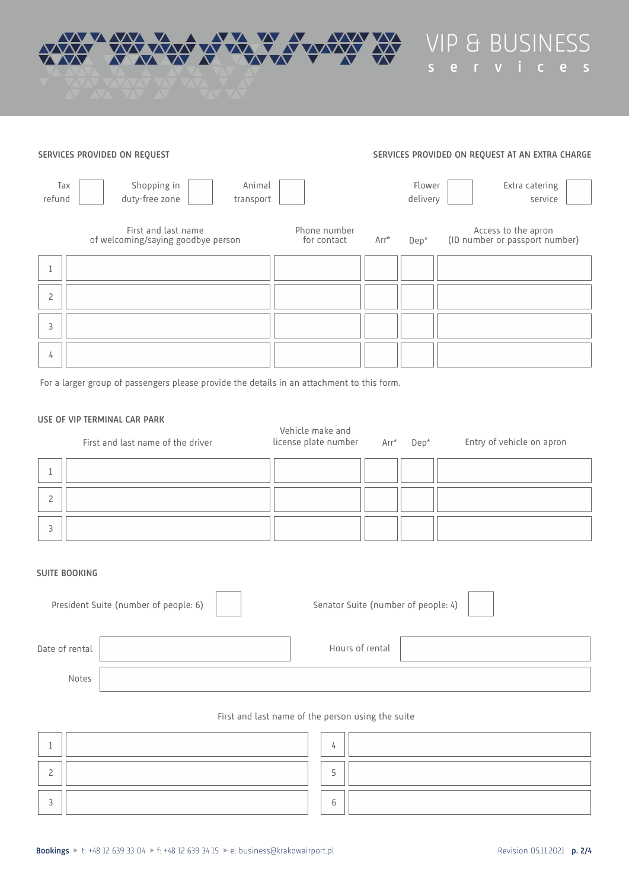VIP & BUSINESS services

## SERVICES PROVIDED ON REQUEST

Tax refund ☐ Shopping in duty-free zone ☐ Animal transport ☐

## SERVICES PROVIDED ON REQUEST AT AN EXTRA CHARGE

Flower delivery ☐ Extra catering service ☐

| | First and last name of welcoming/saying goodbye person | Phone number for contact | Arr* | Dep* | Access to the apron (ID number or passport number) |
|---|---|---|---|---|---|
| 1 | | | | | |
| 2 | | | | | |
| 3 | | | | | |
| 4 | | | | | |

For a larger group of passengers please provide the details in an attachment to this form.

## USE OF VIP TERMINAL CAR PARK

| | First and last name of the driver | Vehicle make and license plate number | Arr* | Dep* | Entry of vehicle on apron |
|---|---|---|---|---|---|
| 1 | | | | | |
| 2 | | | | | |
| 3 | | | | | |

## SUITE BOOKING

President Suite (number of people: 6) ☐ Senator Suite (number of people: 4) ☐

Date of rental: __________ Hours of rental: __________

Notes: __________

First and last name of the person using the suite

| | | | |
|---|---|---|---|
| 1 | | 4 | |
| 2 | | 5 | |
| 3 | | 6 | |

**Bookings** ▸ t: +48 12 639 33 04 ▸ f: +48 12 639 34 15 ▸ e: business@krakowairport.pl

Revision 05.11.2021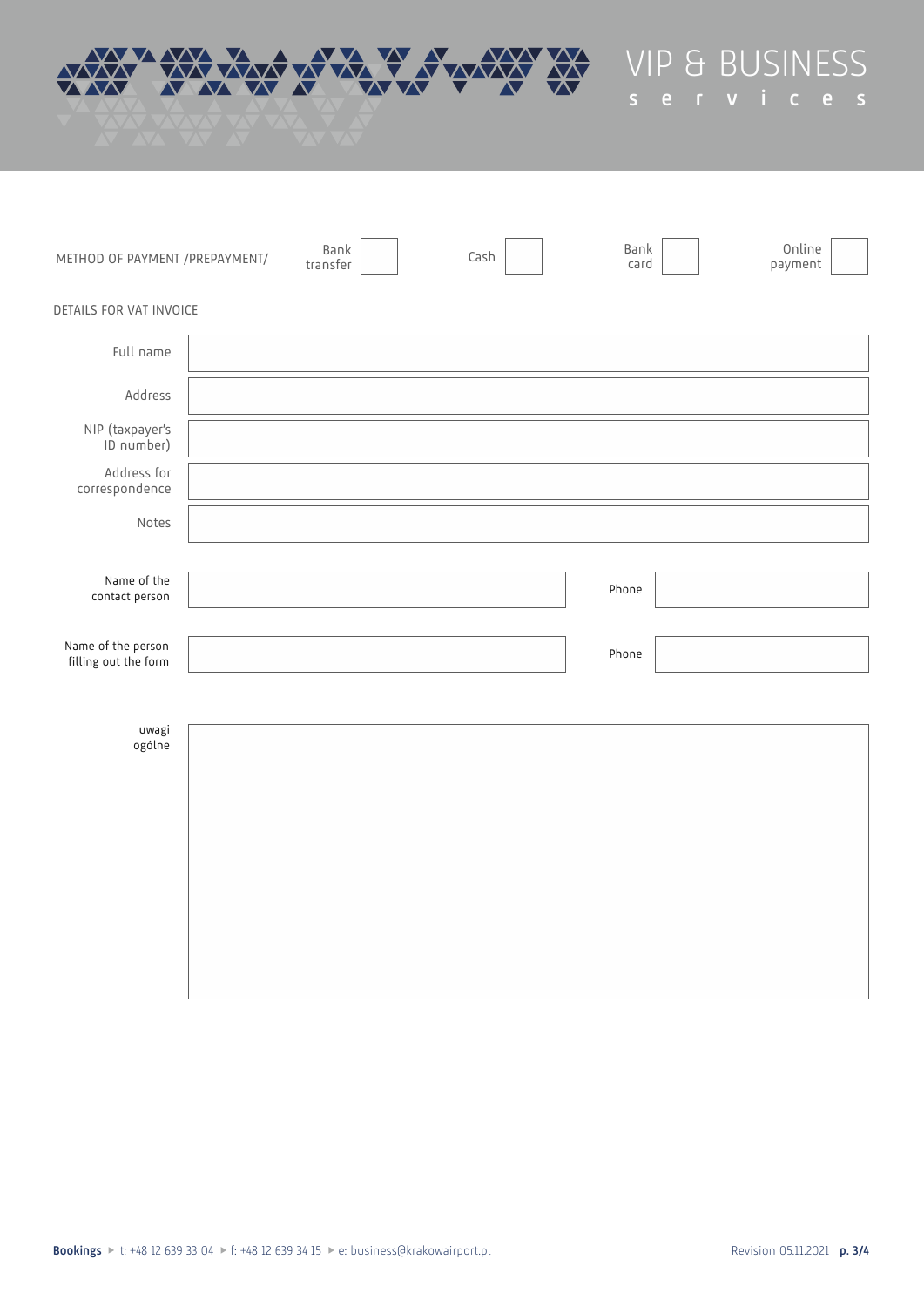VIP & BUSINESS
services

| METHOD OF PAYMENT /PREPAYMENT/ | Bank transfer | ☐ | Cash | ☐ | Bank card | ☐ | Online payment | ☐ |
|---|---|---|---|---|---|---|---|---|

DETAILS FOR VAT INVOICE

| | |
|---|---|
| Full name | |
| Address | |
| NIP (taxpayer's ID number) | |
| Address for correspondence | |
| Notes | |

| | | | |
|---|---|---|---|
| Name of the contact person | | Phone | |
| Name of the person filling out the form | | Phone | |

| | |
|---|---|
| uwagi ogólne | |

**Bookings** ▸ t: +48 12 639 33 04 ▸ f: +48 12 639 34 15 ▸ e: business@krakowairport.pl

Revision 05.11.2021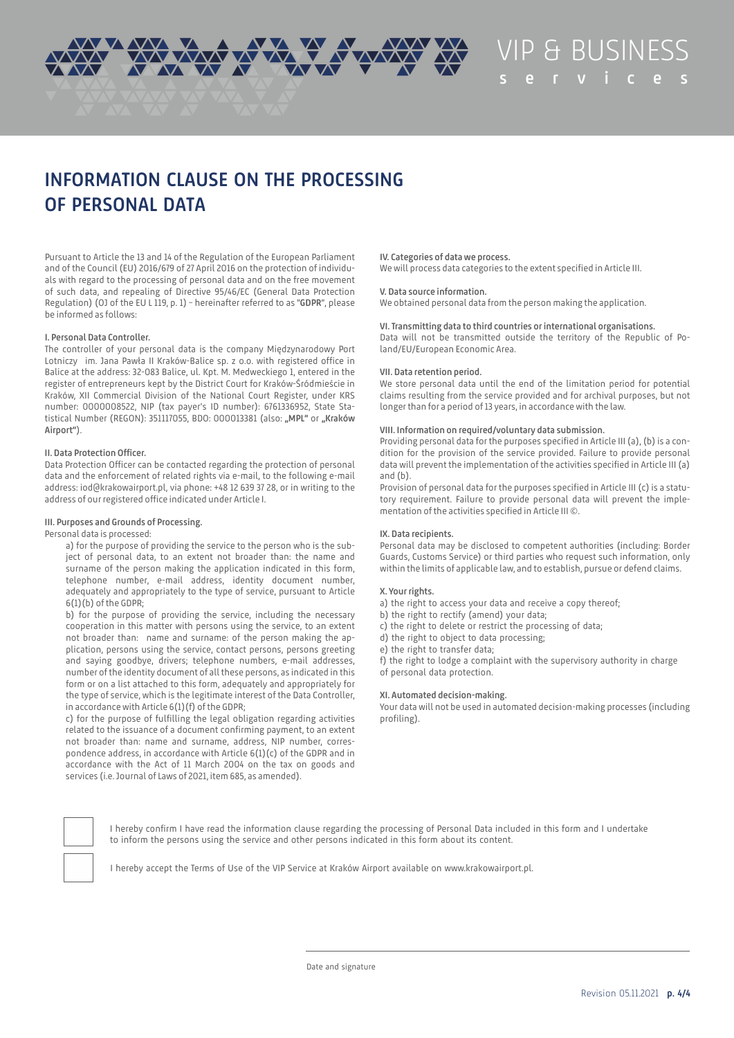# INFORMATION CLAUSE ON THE PROCESSING OF PERSONAL DATA

Pursuant to Article the 13 and 14 of the Regulation of the European Parliament and of the Council (EU) 2016/679 of 27 April 2016 on the protection of individuals with regard to the processing of personal data and on the free movement of such data, and repealing of Directive 95/46/EC (General Data Protection Regulation) (OJ of the EU L 119, p. 1) – hereinafter referred to as "**GDPR**", please be informed as follows:

### I. Personal Data Controller.

The controller of your personal data is the company Międzynarodowy Port Lotniczy im. Jana Pawła II Kraków-Balice sp. z o.o. with registered office in Balice at the address: 32-083 Balice, ul. Kpt. M. Medweckiego 1, entered in the register of entrepreneurs kept by the District Court for Kraków-Śródmieście in Kraków, XII Commercial Division of the National Court Register, under KRS number: 0000008522, NIP (tax payer's ID number): 6761336952, State Statistical Number (REGON): 351117055, BDO: 000013381 (also: **„MPL"** or **„Kraków Airport"**).

### II. Data Protection Officer.

Data Protection Officer can be contacted regarding the protection of personal data and the enforcement of related rights via e-mail, to the following e-mail address: iod@krakowairport.pl, via phone: +48 12 639 37 28, or in writing to the address of our registered office indicated under Article I.

### III. Purposes and Grounds of Processing.

Personal data is processed:

a) for the purpose of providing the service to the person who is the subject of personal data, to an extent not broader than: the name and surname of the person making the application indicated in this form, telephone number, e-mail address, identity document number, adequately and appropriately to the type of service, pursuant to Article 6(1)(b) of the GDPR;

b) for the purpose of providing the service, including the necessary cooperation in this matter with persons using the service, to an extent not broader than: name and surname: of the person making the application, persons using the service, contact persons, persons greeting and saying goodbye, drivers; telephone numbers, e-mail addresses, number of the identity document of all these persons, as indicated in this form or on a list attached to this form, adequately and appropriately for the type of service, which is the legitimate interest of the Data Controller, in accordance with Article 6(1)(f) of the GDPR;

c) for the purpose of fulfilling the legal obligation regarding activities related to the issuance of a document confirming payment, to an extent not broader than: name and surname, address, NIP number, correspondence address, in accordance with Article 6(1)(c) of the GDPR and in accordance with the Act of 11 March 2004 on the tax on goods and services (i.e. Journal of Laws of 2021, item 685, as amended).

### IV. Categories of data we process.

We will process data categories to the extent specified in Article III.

### V. Data source information.

We obtained personal data from the person making the application.

### VI. Transmitting data to third countries or international organisations.

Data will not be transmitted outside the territory of the Republic of Poland/EU/European Economic Area.

### VII. Data retention period.

We store personal data until the end of the limitation period for potential claims resulting from the service provided and for archival purposes, but not longer than for a period of 13 years, in accordance with the law.

### VIII. Information on required/voluntary data submission.

Providing personal data for the purposes specified in Article III (a), (b) is a condition for the provision of the service provided. Failure to provide personal data will prevent the implementation of the activities specified in Article III (a) and (b).

Provision of personal data for the purposes specified in Article III (c) is a statutory requirement. Failure to provide personal data will prevent the implementation of the activities specified in Article III ©.

### IX. Data recipients.

Personal data may be disclosed to competent authorities (including: Border Guards, Customs Service) or third parties who request such information, only within the limits of applicable law, and to establish, pursue or defend claims.

### X. Your rights.

a) the right to access your data and receive a copy thereof;
b) the right to rectify (amend) your data;
c) the right to delete or restrict the processing of data;
d) the right to object to data processing;
e) the right to transfer data;
f) the right to lodge a complaint with the supervisory authority in charge of personal data protection.

### XI. Automated decision-making.

Your data will not be used in automated decision-making processes (including profiling).

☐ I hereby confirm I have read the information clause regarding the processing of Personal Data included in this form and I undertake to inform the persons using the service and other persons indicated in this form about its content.

☐ I hereby accept the Terms of Use of the VIP Service at Kraków Airport available on www.krakowairport.pl.

Date and signature